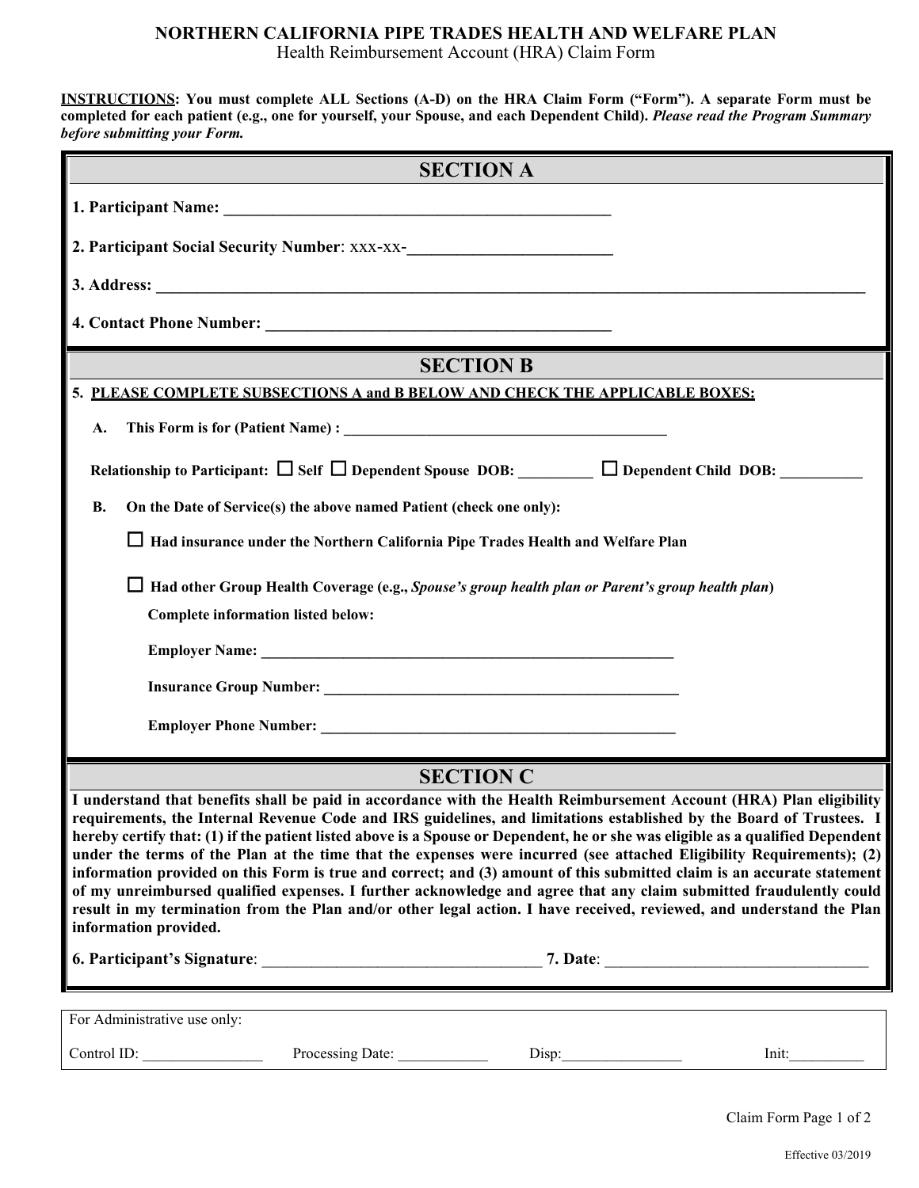**NORTHERN CALIFORNIA PIPE TRADES HEALTH AND WELFARE PLAN**
Health Reimbursement Account (HRA) Claim Form

**INSTRUCTIONS: You must complete ALL Sections (A-D) on the HRA Claim Form ("Form"). A separate Form must be completed for each patient (e.g., one for yourself, your Spouse, and each Dependent Child).** ***Please read the Program Summary before submitting your Form.***

## SECTION A

**1. Participant Name:** ________________________________________________

**2. Participant Social Security Number**: xxx-xx-________________________

**3. Address:** ________________________________________________________________________________________

**4. Contact Phone Number:** __________________________________________

## SECTION B

**5. PLEASE COMPLETE SUBSECTIONS A and B BELOW AND CHECK THE APPLICABLE BOXES:**

**A. This Form is for (Patient Name) :** __________________________________________

**Relationship to Participant:** ☐ **Self** ☐ **Dependent Spouse DOB:** _________ ☐ **Dependent Child DOB:** __________

**B. On the Date of Service(s) the above named Patient (check one only):**

☐ **Had insurance under the Northern California Pipe Trades Health and Welfare Plan**

☐ **Had other Group Health Coverage (e.g.,** ***Spouse's group health plan or Parent's group health plan*****)**

**Complete information listed below:**

**Employer Name:** _______________________________________________________

**Insurance Group Number:** _______________________________________________

**Employer Phone Number:** _______________________________________________

## SECTION C

**I understand that benefits shall be paid in accordance with the Health Reimbursement Account (HRA) Plan eligibility requirements, the Internal Revenue Code and IRS guidelines, and limitations established by the Board of Trustees. I hereby certify that: (1) if the patient listed above is a Spouse or Dependent, he or she was eligible as a qualified Dependent under the terms of the Plan at the time that the expenses were incurred (see attached Eligibility Requirements); (2) information provided on this Form is true and correct; and (3) amount of this submitted claim is an accurate statement of my unreimbursed qualified expenses. I further acknowledge and agree that any claim submitted fraudulently could result in my termination from the Plan and/or other legal action. I have received, reviewed, and understand the Plan information provided.**

**6. Participant's Signature**: ___________________________________ **7. Date**: _________________________________

For Administrative use only:

Control ID: _______________ Processing Date: ____________ Disp:________________ Init:__________

Effective 03/2019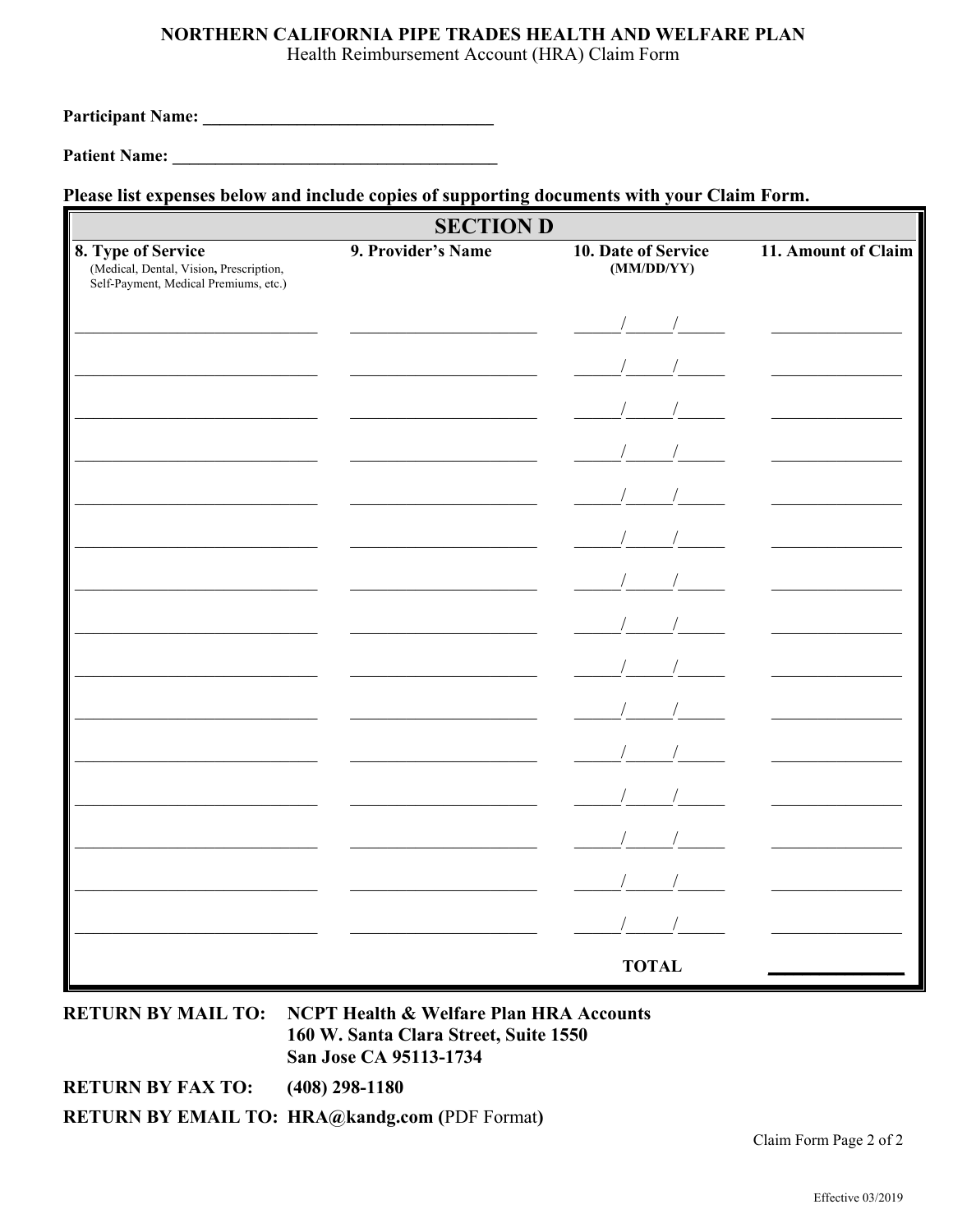**NORTHERN CALIFORNIA PIPE TRADES HEALTH AND WELFARE PLAN**
Health Reimbursement Account (HRA) Claim Form

**Participant Name:** ________________________________

**Patient Name:** ____________________________________

**Please list expenses below and include copies of supporting documents with your Claim Form.**

## SECTION D

| 8. Type of Service (Medical, Dental, Vision, Prescription, Self-Payment, Medical Premiums, etc.) | 9. Provider's Name | 10. Date of Service (MM/DD/YY) | 11. Amount of Claim |
|---|---|---|---|
| | | / / | |
| | | / / | |
| | | / / | |
| | | / / | |
| | | / / | |
| | | / / | |
| | | / / | |
| | | / / | |
| | | / / | |
| | | / / | |
| | | / / | |
| | | / / | |
| | | / / | |
| | | / / | |
| | | / / | |
| | | **TOTAL** | |

**RETURN BY MAIL TO:** **NCPT Health & Welfare Plan HRA Accounts**
**160 W. Santa Clara Street, Suite 1550**
**San Jose CA 95113-1734**

**RETURN BY FAX TO:** **(408) 298-1180**

**RETURN BY EMAIL TO: HRA@kandg.com (**PDF Format**)**

Claim Form Page 2 of 2

Effective 03/2019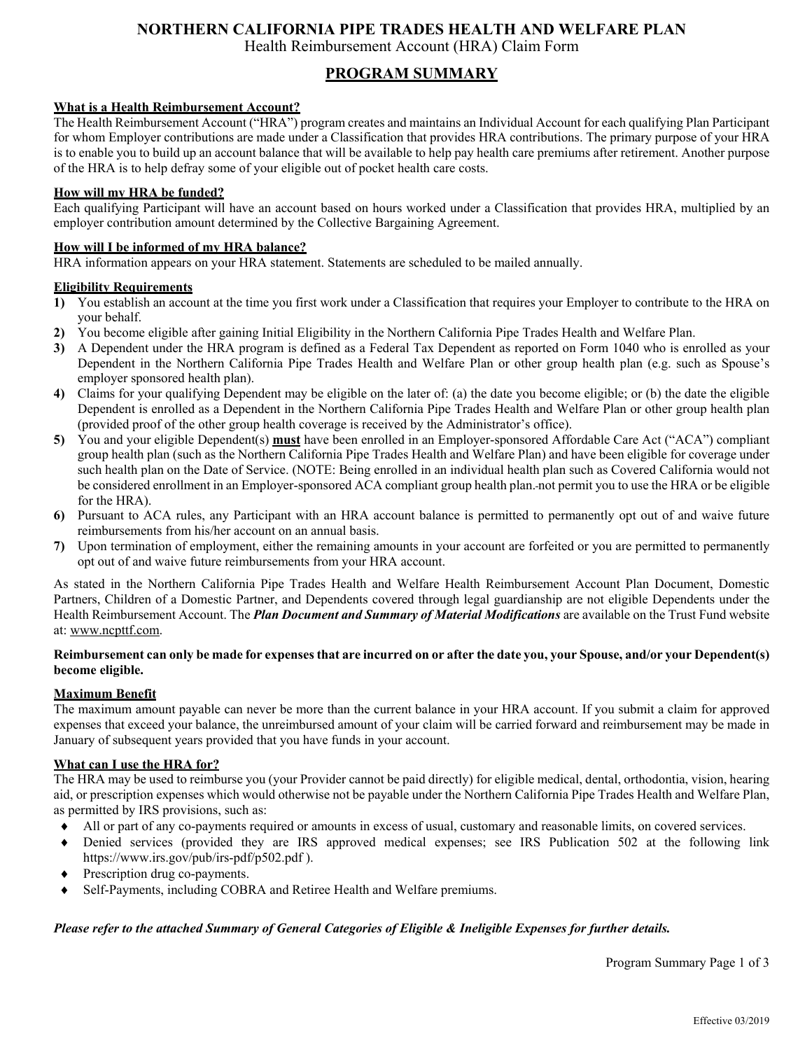# NORTHERN CALIFORNIA PIPE TRADES HEALTH AND WELFARE PLAN

Health Reimbursement Account (HRA) Claim Form

## PROGRAM SUMMARY

### What is a Health Reimbursement Account?

The Health Reimbursement Account ("HRA") program creates and maintains an Individual Account for each qualifying Plan Participant for whom Employer contributions are made under a Classification that provides HRA contributions. The primary purpose of your HRA is to enable you to build up an account balance that will be available to help pay health care premiums after retirement. Another purpose of the HRA is to help defray some of your eligible out of pocket health care costs.

### How will my HRA be funded?

Each qualifying Participant will have an account based on hours worked under a Classification that provides HRA, multiplied by an employer contribution amount determined by the Collective Bargaining Agreement.

### How will I be informed of my HRA balance?

HRA information appears on your HRA statement. Statements are scheduled to be mailed annually.

### Eligibility Requirements

**1)** You establish an account at the time you first work under a Classification that requires your Employer to contribute to the HRA on your behalf.

**2)** You become eligible after gaining Initial Eligibility in the Northern California Pipe Trades Health and Welfare Plan.

**3)** A Dependent under the HRA program is defined as a Federal Tax Dependent as reported on Form 1040 who is enrolled as your Dependent in the Northern California Pipe Trades Health and Welfare Plan or other group health plan (e.g. such as Spouse's employer sponsored health plan).

**4)** Claims for your qualifying Dependent may be eligible on the later of: (a) the date you become eligible; or (b) the date the eligible Dependent is enrolled as a Dependent in the Northern California Pipe Trades Health and Welfare Plan or other group health plan (provided proof of the other group health coverage is received by the Administrator's office).

**5)** You and your eligible Dependent(s) **must** have been enrolled in an Employer-sponsored Affordable Care Act ("ACA") compliant group health plan (such as the Northern California Pipe Trades Health and Welfare Plan) and have been eligible for coverage under such health plan on the Date of Service. (NOTE: Being enrolled in an individual health plan such as Covered California would not be considered enrollment in an Employer-sponsored ACA compliant group health plan. not permit you to use the HRA or be eligible for the HRA).

**6)** Pursuant to ACA rules, any Participant with an HRA account balance is permitted to permanently opt out of and waive future reimbursements from his/her account on an annual basis.

**7)** Upon termination of employment, either the remaining amounts in your account are forfeited or you are permitted to permanently opt out of and waive future reimbursements from your HRA account.

As stated in the Northern California Pipe Trades Health and Welfare Health Reimbursement Account Plan Document, Domestic Partners, Children of a Domestic Partner, and Dependents covered through legal guardianship are not eligible Dependents under the Health Reimbursement Account. The ***Plan Document and Summary of Material Modifications*** are available on the Trust Fund website at: www.ncpttf.com.

**Reimbursement can only be made for expenses that are incurred on or after the date you, your Spouse, and/or your Dependent(s) become eligible.**

### Maximum Benefit

The maximum amount payable can never be more than the current balance in your HRA account. If you submit a claim for approved expenses that exceed your balance, the unreimbursed amount of your claim will be carried forward and reimbursement may be made in January of subsequent years provided that you have funds in your account.

### What can I use the HRA for?

The HRA may be used to reimburse you (your Provider cannot be paid directly) for eligible medical, dental, orthodontia, vision, hearing aid, or prescription expenses which would otherwise not be payable under the Northern California Pipe Trades Health and Welfare Plan, as permitted by IRS provisions, such as:

- All or part of any co-payments required or amounts in excess of usual, customary and reasonable limits, on covered services.
- Denied services (provided they are IRS approved medical expenses; see IRS Publication 502 at the following link https://www.irs.gov/pub/irs-pdf/p502.pdf ).
- Prescription drug co-payments.
- Self-Payments, including COBRA and Retiree Health and Welfare premiums.

***Please refer to the attached Summary of General Categories of Eligible & Ineligible Expenses for further details.***

Effective 03/2019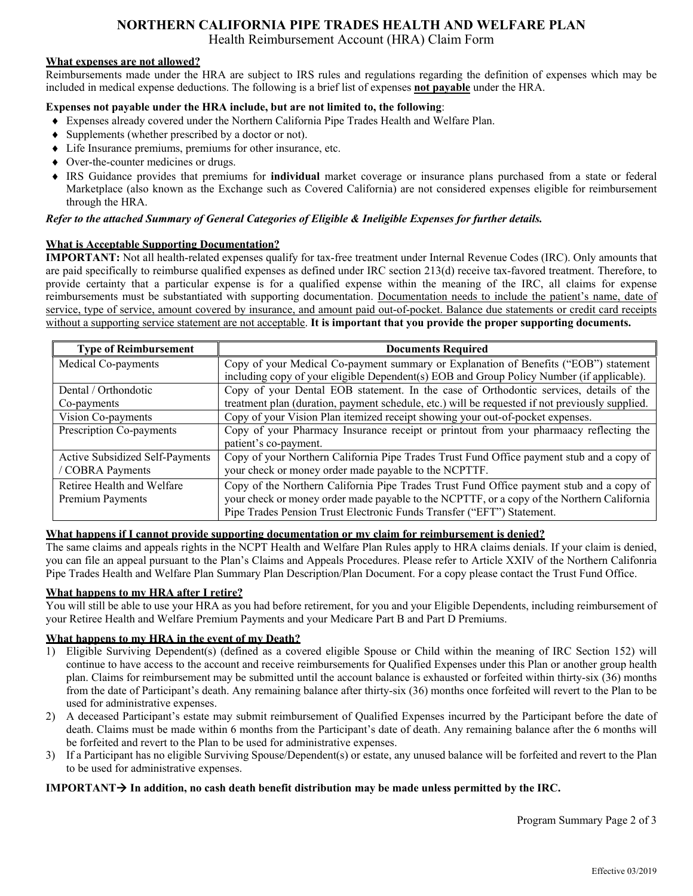# NORTHERN CALIFORNIA PIPE TRADES HEALTH AND WELFARE PLAN

Health Reimbursement Account (HRA) Claim Form

**What expenses are not allowed?**

Reimbursements made under the HRA are subject to IRS rules and regulations regarding the definition of expenses which may be included in medical expense deductions. The following is a brief list of expenses **not payable** under the HRA.

**Expenses not payable under the HRA include, but are not limited to, the following**:

- Expenses already covered under the Northern California Pipe Trades Health and Welfare Plan.
- Supplements (whether prescribed by a doctor or not).
- Life Insurance premiums, premiums for other insurance, etc.
- Over-the-counter medicines or drugs.
- IRS Guidance provides that premiums for **individual** market coverage or insurance plans purchased from a state or federal Marketplace (also known as the Exchange such as Covered California) are not considered expenses eligible for reimbursement through the HRA.

***Refer to the attached Summary of General Categories of Eligible & Ineligible Expenses for further details.***

**What is Acceptable Supporting Documentation?**

**IMPORTANT:** Not all health-related expenses qualify for tax-free treatment under Internal Revenue Codes (IRC). Only amounts that are paid specifically to reimburse qualified expenses as defined under IRC section 213(d) receive tax-favored treatment. Therefore, to provide certainty that a particular expense is for a qualified expense within the meaning of the IRC, all claims for expense reimbursements must be substantiated with supporting documentation. Documentation needs to include the patient's name, date of service, type of service, amount covered by insurance, and amount paid out-of-pocket. Balance due statements or credit card receipts without a supporting service statement are not acceptable. **It is important that you provide the proper supporting documents.**

| Type of Reimbursement | Documents Required |
|---|---|
| Medical Co-payments | Copy of your Medical Co-payment summary or Explanation of Benefits ("EOB") statement including copy of your eligible Dependent(s) EOB and Group Policy Number (if applicable). |
| Dental / Orthodontic Co-payments | Copy of your Dental EOB statement. In the case of Orthodontic services, details of the treatment plan (duration, payment schedule, etc.) will be requested if not previously supplied. |
| Vision Co-payments | Copy of your Vision Plan itemized receipt showing your out-of-pocket expenses. |
| Prescription Co-payments | Copy of your Pharmacy Insurance receipt or printout from your pharmaacy reflecting the patient's co-payment. |
| Active Subsidized Self-Payments / COBRA Payments | Copy of your Northern California Pipe Trades Trust Fund Office payment stub and a copy of your check or money order made payable to the NCPTTF. |
| Retiree Health and Welfare Premium Payments | Copy of the Northern California Pipe Trades Trust Fund Office payment stub and a copy of your check or money order made payable to the NCPTTF, or a copy of the Northern California Pipe Trades Pension Trust Electronic Funds Transfer ("EFT") Statement. |

**What happens if I cannot provide supporting documentation or my claim for reimbursement is denied?**

The same claims and appeals rights in the NCPT Health and Welfare Plan Rules apply to HRA claims denials. If your claim is denied, you can file an appeal pursuant to the Plan's Claims and Appeals Procedures. Please refer to Article XXIV of the Northern Califonria Pipe Trades Health and Welfare Plan Summary Plan Description/Plan Document. For a copy please contact the Trust Fund Office.

**What happens to my HRA after I retire?**

You will still be able to use your HRA as you had before retirement, for you and your Eligible Dependents, including reimbursement of your Retiree Health and Welfare Premium Payments and your Medicare Part B and Part D Premiums.

**What happens to my HRA in the event of my Death?**

1) Eligible Surviving Dependent(s) (defined as a covered eligible Spouse or Child within the meaning of IRC Section 152) will continue to have access to the account and receive reimbursements for Qualified Expenses under this Plan or another group health plan. Claims for reimbursement may be submitted until the account balance is exhausted or forfeited within thirty-six (36) months from the date of Participant's death. Any remaining balance after thirty-six (36) months once forfeited will revert to the Plan to be used for administrative expenses.
2) A deceased Participant's estate may submit reimbursement of Qualified Expenses incurred by the Participant before the date of death. Claims must be made within 6 months from the Participant's date of death. Any remaining balance after the 6 months will be forfeited and revert to the Plan to be used for administrative expenses.
3) If a Participant has no eligible Surviving Spouse/Dependent(s) or estate, any unused balance will be forfeited and revert to the Plan to be used for administrative expenses.

**IMPORTANT→ In addition, no cash death benefit distribution may be made unless permitted by the IRC.**

Program Summary Page 2 of 3

Effective 03/2019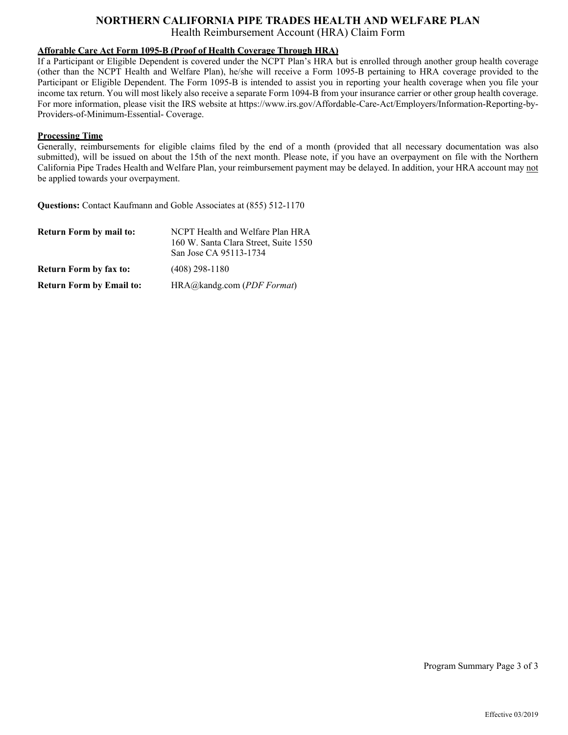# NORTHERN CALIFORNIA PIPE TRADES HEALTH AND WELFARE PLAN

Health Reimbursement Account (HRA) Claim Form

**Aforable Care Act Form 1095-B (Proof of Health Coverage Through HRA)**

If a Participant or Eligible Dependent is covered under the NCPT Plan's HRA but is enrolled through another group health coverage (other than the NCPT Health and Welfare Plan), he/she will receive a Form 1095-B pertaining to HRA coverage provided to the Participant or Eligible Dependent. The Form 1095-B is intended to assist you in reporting your health coverage when you file your income tax return. You will most likely also receive a separate Form 1094-B from your insurance carrier or other group health coverage. For more information, please visit the IRS website at https://www.irs.gov/Affordable-Care-Act/Employers/Information-Reporting-by-Providers-of-Minimum-Essential- Coverage.

**Processing Time**

Generally, reimbursements for eligible claims filed by the end of a month (provided that all necessary documentation was also submitted), will be issued on about the 15th of the next month. Please note, if you have an overpayment on file with the Northern California Pipe Trades Health and Welfare Plan, your reimbursement payment may be delayed. In addition, your HRA account may not be applied towards your overpayment.

**Questions:** Contact Kaufmann and Goble Associates at (855) 512-1170

| | |
|---|---|
| **Return Form by mail to:** | NCPT Health and Welfare Plan HRA<br>160 W. Santa Clara Street, Suite 1550<br>San Jose CA 95113-1734 |
| **Return Form by fax to:** | (408) 298-1180 |
| **Return Form by Email to:** | HRA@kandg.com (*PDF Format*) |

Program Summary Page 3 of 3

Effective 03/2019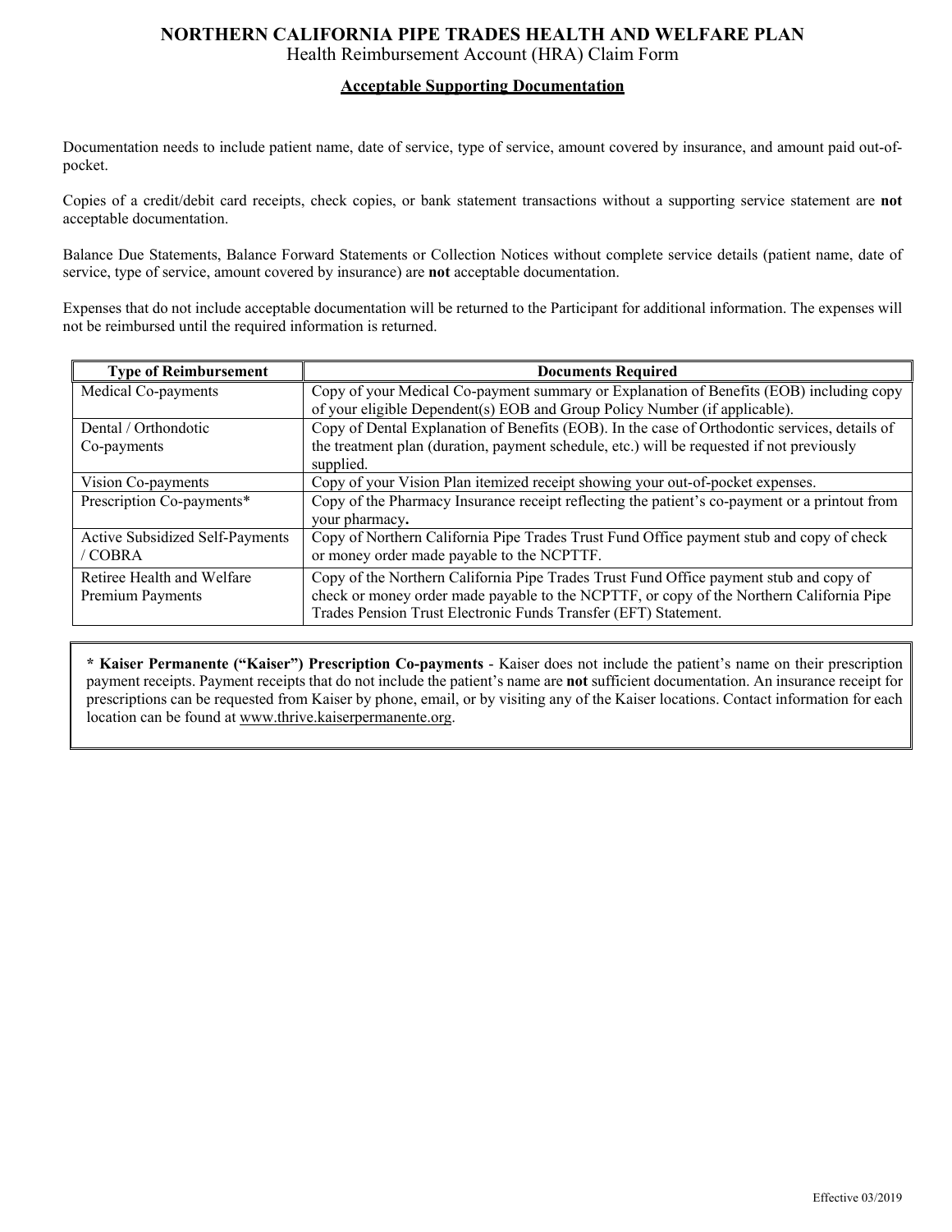# NORTHERN CALIFORNIA PIPE TRADES HEALTH AND WELFARE PLAN

Health Reimbursement Account (HRA) Claim Form

## Acceptable Supporting Documentation

Documentation needs to include patient name, date of service, type of service, amount covered by insurance, and amount paid out-of-pocket.

Copies of a credit/debit card receipts, check copies, or bank statement transactions without a supporting service statement are **not** acceptable documentation.

Balance Due Statements, Balance Forward Statements or Collection Notices without complete service details (patient name, date of service, type of service, amount covered by insurance) are **not** acceptable documentation.

Expenses that do not include acceptable documentation will be returned to the Participant for additional information. The expenses will not be reimbursed until the required information is returned.

| Type of Reimbursement | Documents Required |
|---|---|
| Medical Co-payments | Copy of your Medical Co-payment summary or Explanation of Benefits (EOB) including copy of your eligible Dependent(s) EOB and Group Policy Number (if applicable). |
| Dental / Orthondotic Co-payments | Copy of Dental Explanation of Benefits (EOB). In the case of Orthodontic services, details of the treatment plan (duration, payment schedule, etc.) will be requested if not previously supplied. |
| Vision Co-payments | Copy of your Vision Plan itemized receipt showing your out-of-pocket expenses. |
| Prescription Co-payments* | Copy of the Pharmacy Insurance receipt reflecting the patient's co-payment or a printout from your pharmacy**.** |
| Active Subsidized Self-Payments / COBRA | Copy of Northern California Pipe Trades Trust Fund Office payment stub and copy of check or money order made payable to the NCPTTF. |
| Retiree Health and Welfare Premium Payments | Copy of the Northern California Pipe Trades Trust Fund Office payment stub and copy of check or money order made payable to the NCPTTF, or copy of the Northern California Pipe Trades Pension Trust Electronic Funds Transfer (EFT) Statement. |

**\* Kaiser Permanente ("Kaiser") Prescription Co-payments** - Kaiser does not include the patient's name on their prescription payment receipts. Payment receipts that do not include the patient's name are **not** sufficient documentation. An insurance receipt for prescriptions can be requested from Kaiser by phone, email, or by visiting any of the Kaiser locations. Contact information for each location can be found at www.thrive.kaiserpermanente.org.

Effective 03/2019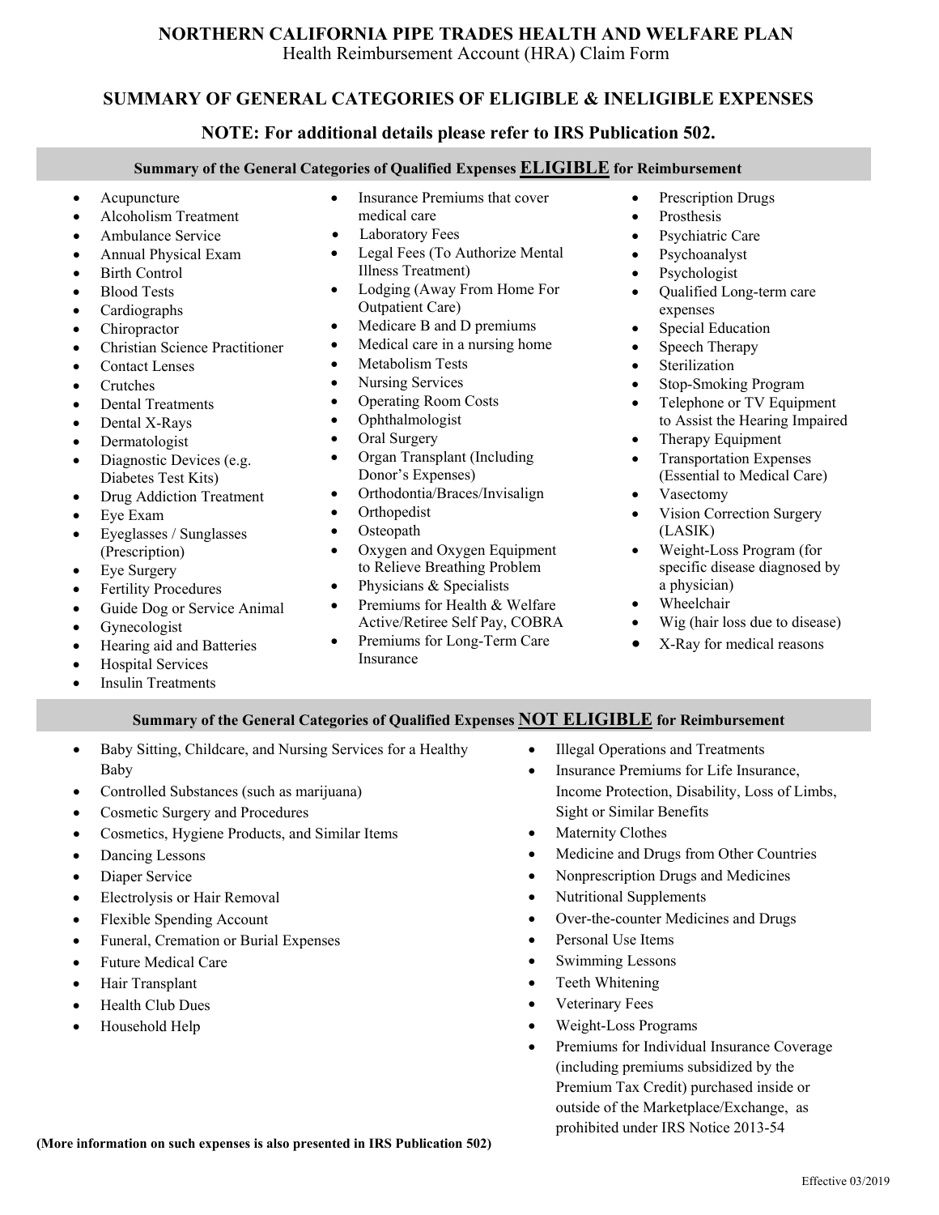# NORTHERN CALIFORNIA PIPE TRADES HEALTH AND WELFARE PLAN

Health Reimbursement Account (HRA) Claim Form

## SUMMARY OF GENERAL CATEGORIES OF ELIGIBLE & INELIGIBLE EXPENSES

### NOTE: For additional details please refer to IRS Publication 502.

**Summary of the General Categories of Qualified Expenses ELIGIBLE for Reimbursement**

- Acupuncture
- Alcoholism Treatment
- Ambulance Service
- Annual Physical Exam
- Birth Control
- Blood Tests
- Cardiographs
- Chiropractor
- Christian Science Practitioner
- Contact Lenses
- Crutches
- Dental Treatments
- Dental X-Rays
- Dermatologist
- Diagnostic Devices (e.g. Diabetes Test Kits)
- Drug Addiction Treatment
- Eye Exam
- Eyeglasses / Sunglasses (Prescription)
- Eye Surgery
- Fertility Procedures
- Guide Dog or Service Animal
- Gynecologist
- Hearing aid and Batteries
- Hospital Services
- Insulin Treatments
- Insurance Premiums that cover medical care
- Laboratory Fees
- Legal Fees (To Authorize Mental Illness Treatment)
- Lodging (Away From Home For Outpatient Care)
- Medicare B and D premiums
- Medical care in a nursing home
- Metabolism Tests
- Nursing Services
- Operating Room Costs
- Ophthalmologist
- Oral Surgery
- Organ Transplant (Including Donor's Expenses)
- Orthodontia/Braces/Invisalign
- Orthopedist
- Osteopath
- Oxygen and Oxygen Equipment to Relieve Breathing Problem
- Physicians & Specialists
- Premiums for Health & Welfare Active/Retiree Self Pay, COBRA
- Premiums for Long-Term Care Insurance
- Prescription Drugs
- Prosthesis
- Psychiatric Care
- Psychoanalyst
- Psychologist
- Qualified Long-term care expenses
- Special Education
- Speech Therapy
- Sterilization
- Stop-Smoking Program
- Telephone or TV Equipment to Assist the Hearing Impaired
- Therapy Equipment
- Transportation Expenses (Essential to Medical Care)
- Vasectomy
- Vision Correction Surgery (LASIK)
- Weight-Loss Program (for specific disease diagnosed by a physician)
- Wheelchair
- Wig (hair loss due to disease)
- X-Ray for medical reasons

**Summary of the General Categories of Qualified Expenses NOT ELIGIBLE for Reimbursement**

- Baby Sitting, Childcare, and Nursing Services for a Healthy Baby
- Controlled Substances (such as marijuana)
- Cosmetic Surgery and Procedures
- Cosmetics, Hygiene Products, and Similar Items
- Dancing Lessons
- Diaper Service
- Electrolysis or Hair Removal
- Flexible Spending Account
- Funeral, Cremation or Burial Expenses
- Future Medical Care
- Hair Transplant
- Health Club Dues
- Household Help
- Illegal Operations and Treatments
- Insurance Premiums for Life Insurance, Income Protection, Disability, Loss of Limbs, Sight or Similar Benefits
- Maternity Clothes
- Medicine and Drugs from Other Countries
- Nonprescription Drugs and Medicines
- Nutritional Supplements
- Over-the-counter Medicines and Drugs
- Personal Use Items
- Swimming Lessons
- Teeth Whitening
- Veterinary Fees
- Weight-Loss Programs
- Premiums for Individual Insurance Coverage (including premiums subsidized by the Premium Tax Credit) purchased inside or outside of the Marketplace/Exchange, as prohibited under IRS Notice 2013-54

**(More information on such expenses is also presented in IRS Publication 502)**

Effective 03/2019